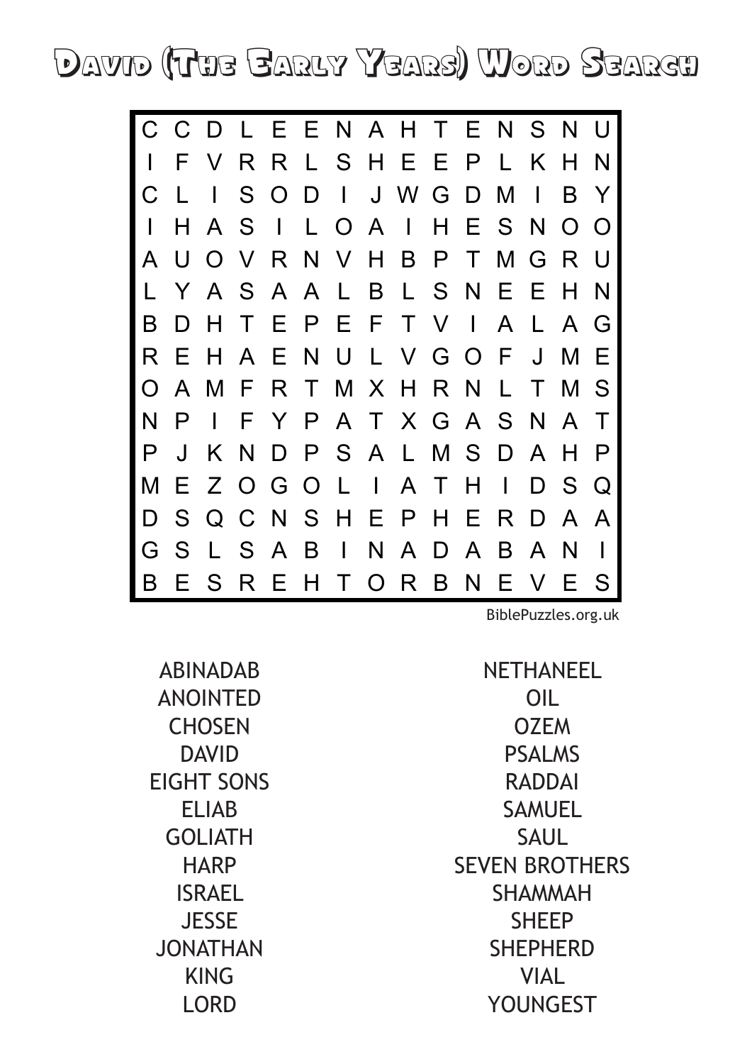# David (The Early Years) Word Search

```
C C D L E E N A H T E N S N U
I F V R R L S H E E P L K H N
C L I S O D I J W G D M I B Y
I H A S I L O A I H E S N O O
A U O V R N V H B P T M G R U
L Y A S A A L B L S N E E H N
B D H T E P E F T V I A L A G
R E H A E N U L V G O F J M E
O A M F R T M X H R N L T M S
N P I F Y P A T X G A S N A T
P J K N D P S A L M S D A H P
M E Z O G O L I A T H I D S Q
D S Q C N S H E P H E R D A A
G S L S A B I N A D A B A N I
B E S R E H T O R B N E V E S
```

BiblePuzzles.org.uk

- ABINADAB
- ANOINTED
- CHOSEN
- DAVID
- EIGHT SONS
- ELIAB
- GOLIATH
- HARP
- ISRAEL
- JESSE
- JONATHAN
- KING
- LORD
- NETHANEEL
- OIL
- OZEM
- PSALMS
- RADDAI
- SAMUEL
- SAUL
- SEVEN BROTHERS
- SHAMMAH
- SHEEP
- SHEPHERD
- VIAL
- YOUNGEST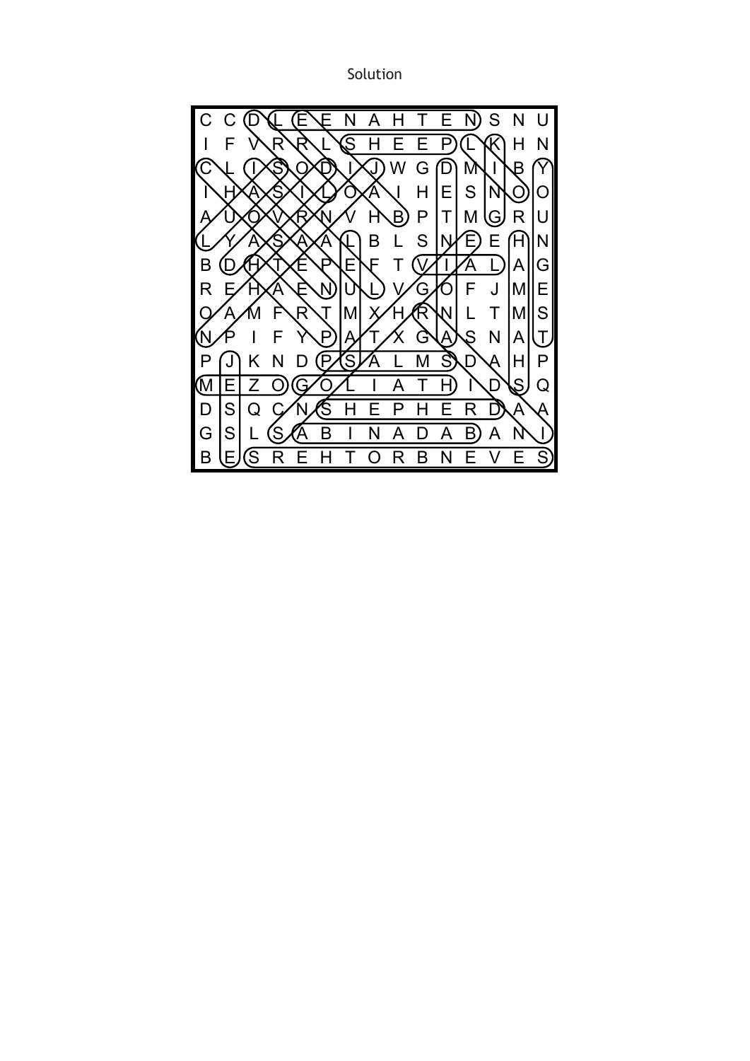Solution

| | | | | | | | | | | | | | | |
|---|---|---|---|---|---|---|---|---|---|---|---|---|---|---|
| C | C | D | L | E | E | N | A | H | T | E | N | S | N | U |
| I | F | V | R | R | L | S | H | E | E | P | L | K | H | N |
| C | L | I | S | O | D | I | J | W | G | D | M | I | B | Y |
| I | H | A | S | I | L | O | A | I | H | E | S | N | O | O |
| A | U | O | V | R | N | V | H | B | P | T | M | G | R | U |
| L | Y | A | S | A | A | L | B | L | S | N | E | E | H | N |
| B | D | H | T | E | P | E | F | T | V | I | A | L | A | G |
| R | E | H | A | E | N | U | L | V | G | O | F | J | M | E |
| O | A | M | F | R | T | M | X | H | R | N | L | T | M | S |
| N | P | I | F | Y | P | A | T | X | G | A | S | N | A | T |
| P | J | K | N | D | P | S | A | L | M | S | D | A | H | P |
| M | E | Z | O | G | O | L | I | A | T | H | I | D | S | Q |
| D | S | Q | C | N | S | H | E | P | H | E | R | D | A | A |
| G | S | L | S | A | B | I | N | A | D | A | B | A | N | I |
| B | E | S | R | E | H | T | O | R | B | N | E | V | E | S |